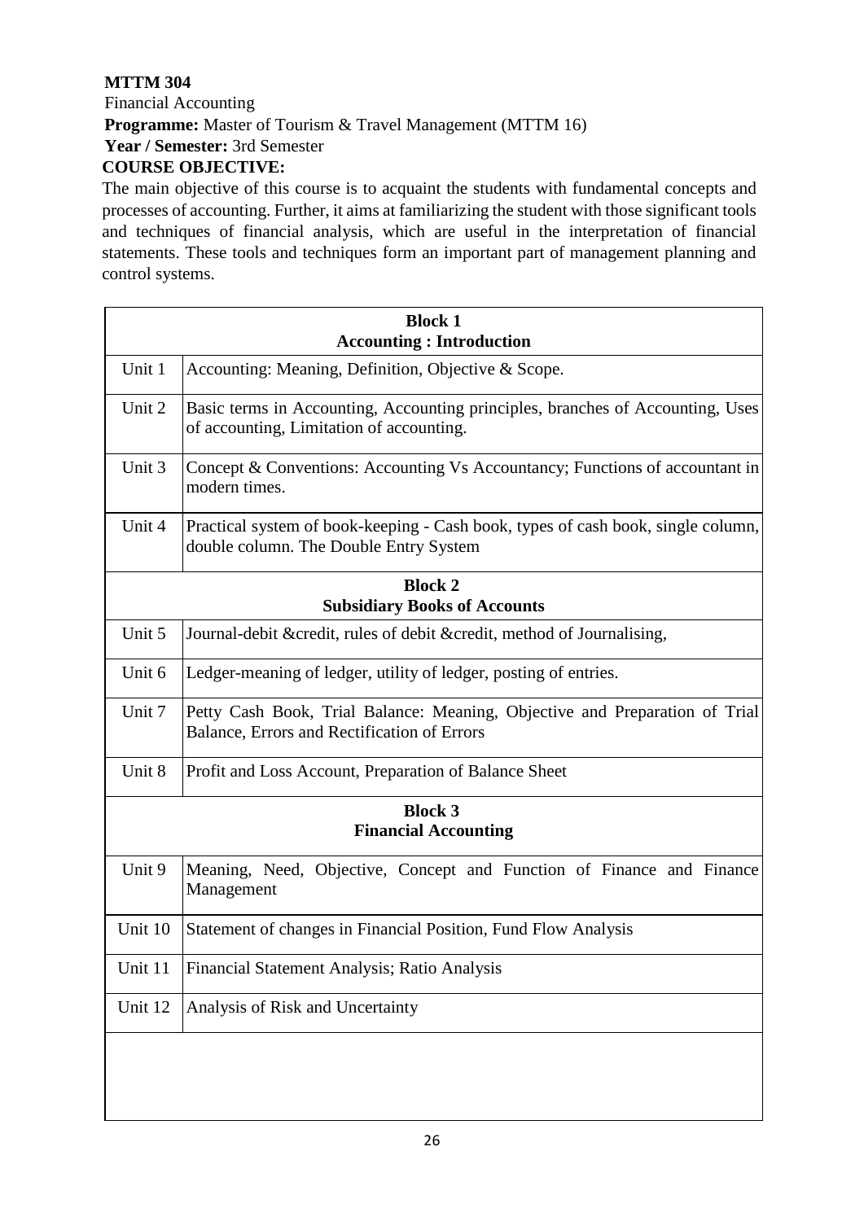**MTTM 304**

Financial Accounting

**Programme:** Master of Tourism & Travel Management (MTTM 16)

**Year / Semester:** 3rd Semester

**COURSE OBJECTIVE:**

The main objective of this course is to acquaint the students with fundamental concepts and processes of accounting. Further, it aims at familiarizing the student with those significant tools and techniques of financial analysis, which are useful in the interpretation of financial statements. These tools and techniques form an important part of management planning and control systems.

| **Block 1**<br>**Accounting : Introduction** | |
|---|---|
| Unit 1 | Accounting: Meaning, Definition, Objective & Scope. |
| Unit 2 | Basic terms in Accounting, Accounting principles, branches of Accounting, Uses of accounting, Limitation of accounting. |
| Unit 3 | Concept & Conventions: Accounting Vs Accountancy; Functions of accountant in modern times. |
| Unit 4 | Practical system of book-keeping - Cash book, types of cash book, single column, double column. The Double Entry System |
| **Block 2**<br>**Subsidiary Books of Accounts** | |
| Unit 5 | Journal-debit &credit, rules of debit &credit, method of Journalising, |
| Unit 6 | Ledger-meaning of ledger, utility of ledger, posting of entries. |
| Unit 7 | Petty Cash Book, Trial Balance: Meaning, Objective and Preparation of Trial Balance, Errors and Rectification of Errors |
| Unit 8 | Profit and Loss Account, Preparation of Balance Sheet |
| **Block 3**<br>**Financial Accounting** | |
| Unit 9 | Meaning, Need, Objective, Concept and Function of Finance and Finance Management |
| Unit 10 | Statement of changes in Financial Position, Fund Flow Analysis |
| Unit 11 | Financial Statement Analysis; Ratio Analysis |
| Unit 12 | Analysis of Risk and Uncertainty |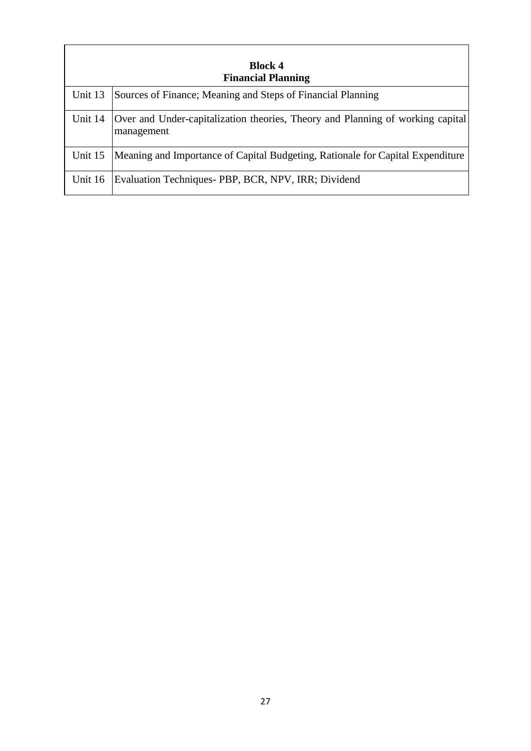| Block 4 Financial Planning | |
|---|---|
| Unit 13 | Sources of Finance; Meaning and Steps of Financial Planning |
| Unit 14 | Over and Under-capitalization theories, Theory and Planning of working capital management |
| Unit 15 | Meaning and Importance of Capital Budgeting, Rationale for Capital Expenditure |
| Unit 16 | Evaluation Techniques- PBP, BCR, NPV, IRR; Dividend |